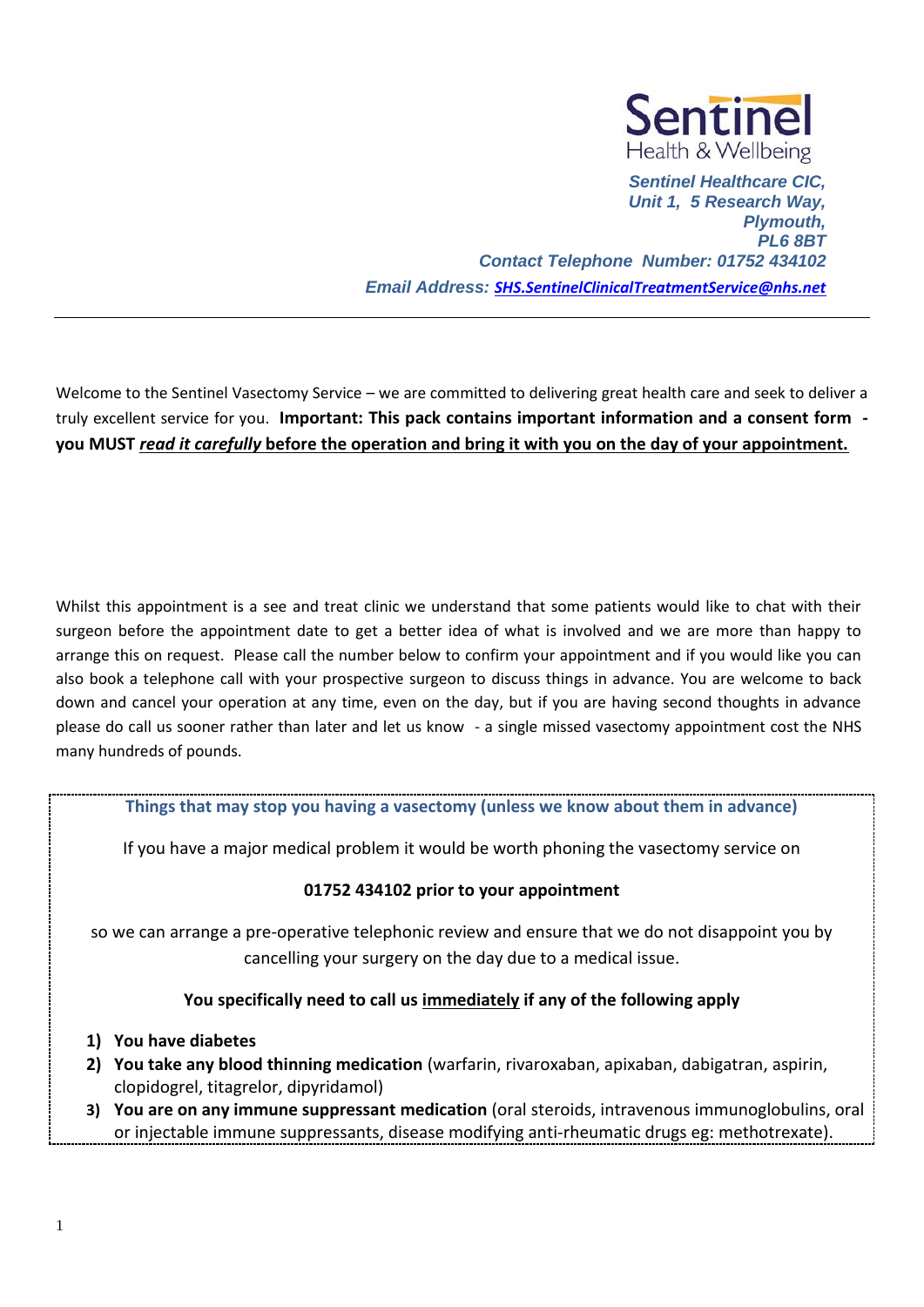**Sentinel**
Health & Wellbeing

*Sentinel Healthcare CIC,*
*Unit 1, 5 Research Way,*
*Plymouth,*
*PL6 8BT*
*Contact Telephone Number: 01752 434102*
*Email Address: SHS.SentinelClinicalTreatmentService@nhs.net*

---

Welcome to the Sentinel Vasectomy Service – we are committed to delivering great health care and seek to deliver a truly excellent service for you. **Important: This pack contains important information and a consent form - you MUST *read it carefully* before the operation and bring it with you on the day of your appointment.**

Whilst this appointment is a see and treat clinic we understand that some patients would like to chat with their surgeon before the appointment date to get a better idea of what is involved and we are more than happy to arrange this on request. Please call the number below to confirm your appointment and if you would like you can also book a telephone call with your prospective surgeon to discuss things in advance. You are welcome to back down and cancel your operation at any time, even on the day, but if you are having second thoughts in advance please do call us sooner rather than later and let us know - a single missed vasectomy appointment cost the NHS many hundreds of pounds.

**Things that may stop you having a vasectomy (unless we know about them in advance)**

If you have a major medical problem it would be worth phoning the vasectomy service on

**01752 434102 prior to your appointment**

so we can arrange a pre-operative telephonic review and ensure that we do not disappoint you by cancelling your surgery on the day due to a medical issue.

**You specifically need to call us immediately if any of the following apply**

1) **You have diabetes**
2) **You take any blood thinning medication** (warfarin, rivaroxaban, apixaban, dabigatran, aspirin, clopidogrel, titagrelor, dipyridamol)
3) **You are on any immune suppressant medication** (oral steroids, intravenous immunoglobulins, oral or injectable immune suppressants, disease modifying anti-rheumatic drugs eg: methotrexate).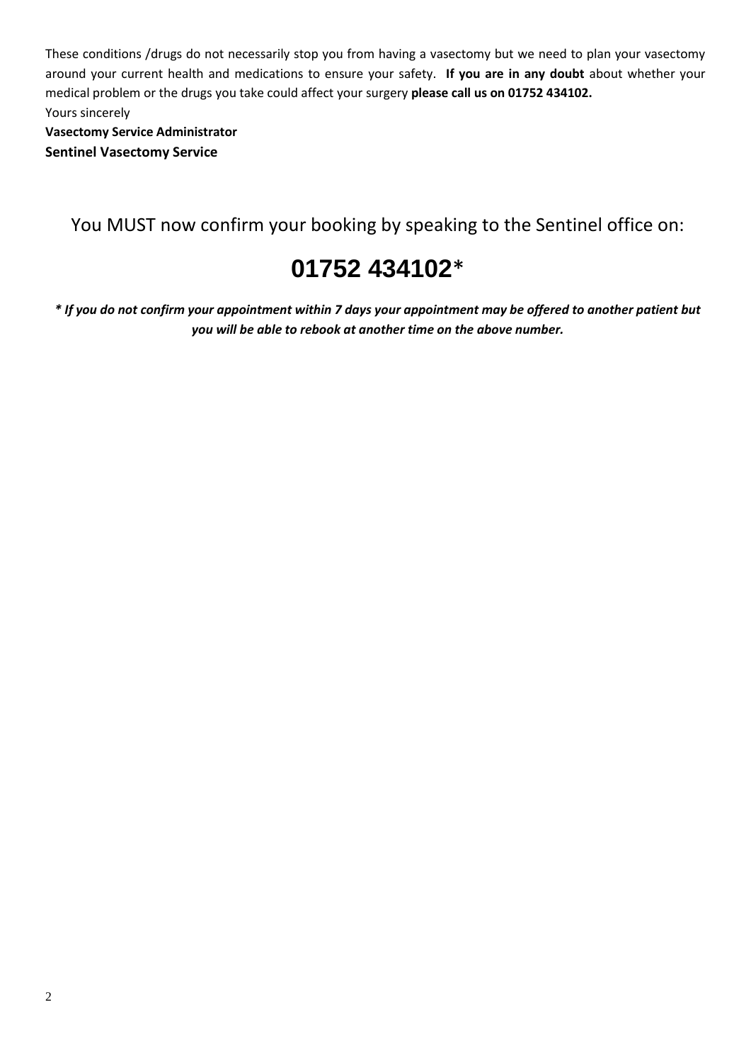These conditions /drugs do not necessarily stop you from having a vasectomy but we need to plan your vasectomy around your current health and medications to ensure your safety. **If you are in any doubt** about whether your medical problem or the drugs you take could affect your surgery **please call us on 01752 434102.**

Yours sincerely

**Vasectomy Service Administrator**

**Sentinel Vasectomy Service**

You MUST now confirm your booking by speaking to the Sentinel office on:

# 01752 434102*

***\* If you do not confirm your appointment within 7 days your appointment may be offered to another patient but you will be able to rebook at another time on the above number.***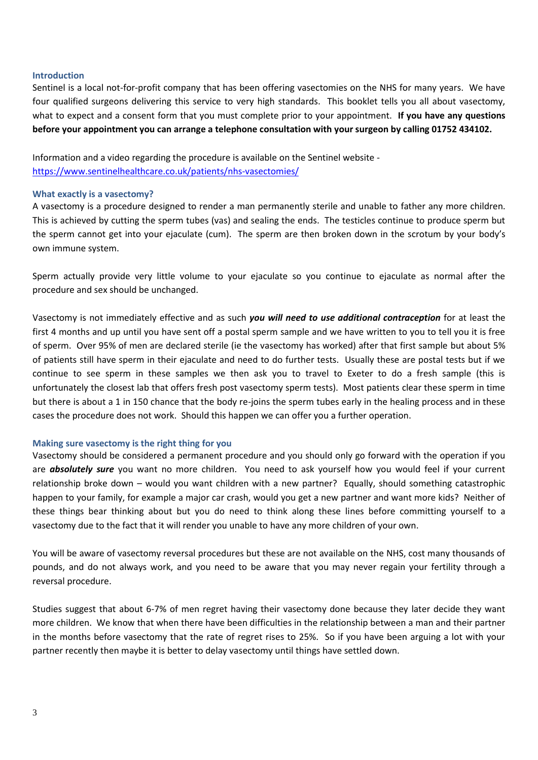## Introduction

Sentinel is a local not-for-profit company that has been offering vasectomies on the NHS for many years. We have four qualified surgeons delivering this service to very high standards. This booklet tells you all about vasectomy, what to expect and a consent form that you must complete prior to your appointment. **If you have any questions before your appointment you can arrange a telephone consultation with your surgeon by calling 01752 434102.**

Information and a video regarding the procedure is available on the Sentinel website - [https://www.sentinelhealthcare.co.uk/patients/nhs-vasectomies/](https://www.sentinelhealthcare.co.uk/patients/nhs-vasectomies/)

## What exactly is a vasectomy?

A vasectomy is a procedure designed to render a man permanently sterile and unable to father any more children. This is achieved by cutting the sperm tubes (vas) and sealing the ends. The testicles continue to produce sperm but the sperm cannot get into your ejaculate (cum). The sperm are then broken down in the scrotum by your body's own immune system.

Sperm actually provide very little volume to your ejaculate so you continue to ejaculate as normal after the procedure and sex should be unchanged.

Vasectomy is not immediately effective and as such ***you will need to use additional contraception*** for at least the first 4 months and up until you have sent off a postal sperm sample and we have written to you to tell you it is free of sperm. Over 95% of men are declared sterile (ie the vasectomy has worked) after that first sample but about 5% of patients still have sperm in their ejaculate and need to do further tests. Usually these are postal tests but if we continue to see sperm in these samples we then ask you to travel to Exeter to do a fresh sample (this is unfortunately the closest lab that offers fresh post vasectomy sperm tests). Most patients clear these sperm in time but there is about a 1 in 150 chance that the body re-joins the sperm tubes early in the healing process and in these cases the procedure does not work. Should this happen we can offer you a further operation.

## Making sure vasectomy is the right thing for you

Vasectomy should be considered a permanent procedure and you should only go forward with the operation if you are ***absolutely sure*** you want no more children. You need to ask yourself how you would feel if your current relationship broke down – would you want children with a new partner? Equally, should something catastrophic happen to your family, for example a major car crash, would you get a new partner and want more kids? Neither of these things bear thinking about but you do need to think along these lines before committing yourself to a vasectomy due to the fact that it will render you unable to have any more children of your own.

You will be aware of vasectomy reversal procedures but these are not available on the NHS, cost many thousands of pounds, and do not always work, and you need to be aware that you may never regain your fertility through a reversal procedure.

Studies suggest that about 6-7% of men regret having their vasectomy done because they later decide they want more children. We know that when there have been difficulties in the relationship between a man and their partner in the months before vasectomy that the rate of regret rises to 25%. So if you have been arguing a lot with your partner recently then maybe it is better to delay vasectomy until things have settled down.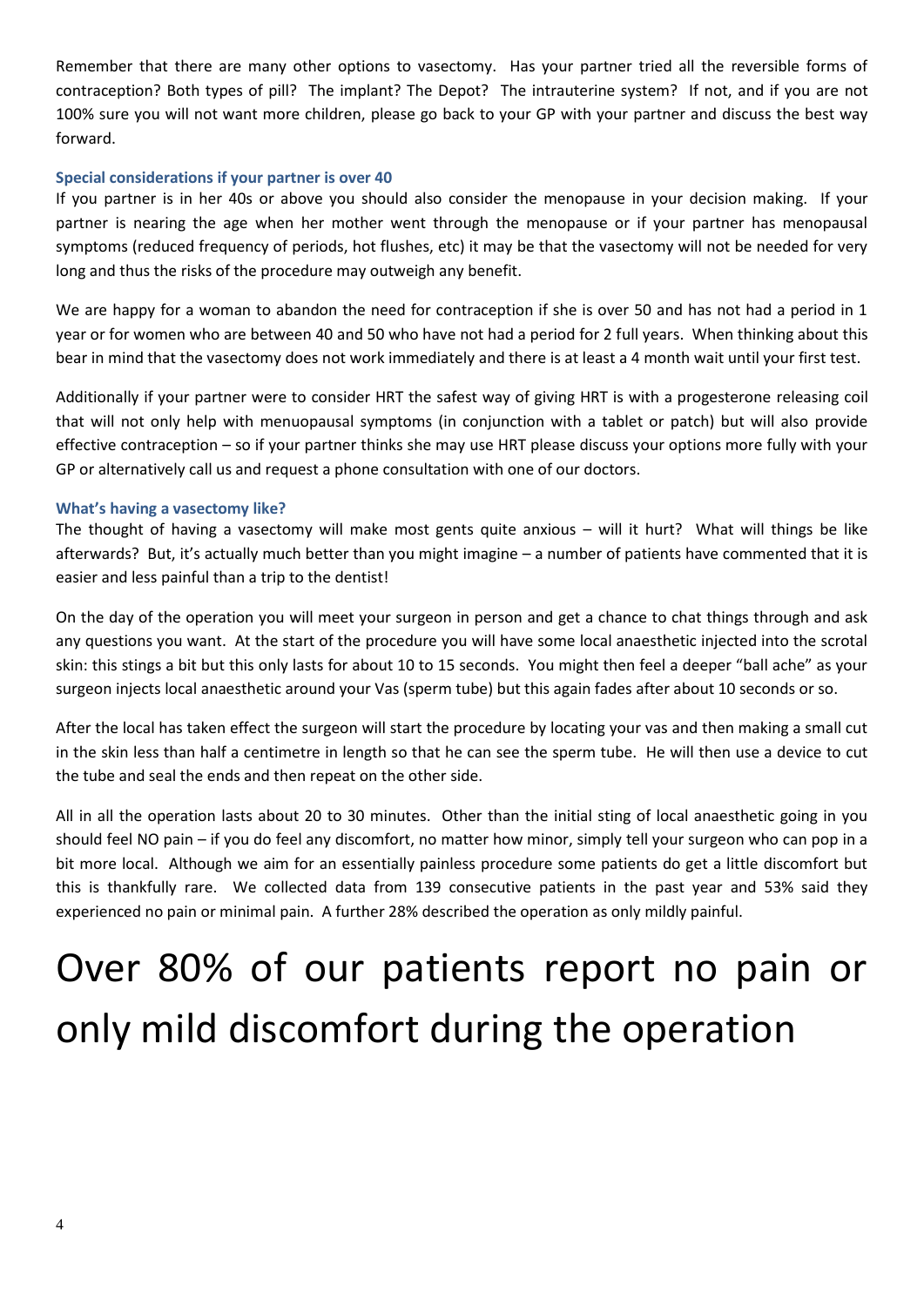Remember that there are many other options to vasectomy. Has your partner tried all the reversible forms of contraception? Both types of pill? The implant? The Depot? The intrauterine system? If not, and if you are not 100% sure you will not want more children, please go back to your GP with your partner and discuss the best way forward.

### Special considerations if your partner is over 40

If you partner is in her 40s or above you should also consider the menopause in your decision making. If your partner is nearing the age when her mother went through the menopause or if your partner has menopausal symptoms (reduced frequency of periods, hot flushes, etc) it may be that the vasectomy will not be needed for very long and thus the risks of the procedure may outweigh any benefit.

We are happy for a woman to abandon the need for contraception if she is over 50 and has not had a period in 1 year or for women who are between 40 and 50 who have not had a period for 2 full years. When thinking about this bear in mind that the vasectomy does not work immediately and there is at least a 4 month wait until your first test.

Additionally if your partner were to consider HRT the safest way of giving HRT is with a progesterone releasing coil that will not only help with menuopausal symptoms (in conjunction with a tablet or patch) but will also provide effective contraception – so if your partner thinks she may use HRT please discuss your options more fully with your GP or alternatively call us and request a phone consultation with one of our doctors.

### What's having a vasectomy like?

The thought of having a vasectomy will make most gents quite anxious – will it hurt? What will things be like afterwards? But, it's actually much better than you might imagine – a number of patients have commented that it is easier and less painful than a trip to the dentist!

On the day of the operation you will meet your surgeon in person and get a chance to chat things through and ask any questions you want. At the start of the procedure you will have some local anaesthetic injected into the scrotal skin: this stings a bit but this only lasts for about 10 to 15 seconds. You might then feel a deeper "ball ache" as your surgeon injects local anaesthetic around your Vas (sperm tube) but this again fades after about 10 seconds or so.

After the local has taken effect the surgeon will start the procedure by locating your vas and then making a small cut in the skin less than half a centimetre in length so that he can see the sperm tube. He will then use a device to cut the tube and seal the ends and then repeat on the other side.

All in all the operation lasts about 20 to 30 minutes. Other than the initial sting of local anaesthetic going in you should feel NO pain – if you do feel any discomfort, no matter how minor, simply tell your surgeon who can pop in a bit more local. Although we aim for an essentially painless procedure some patients do get a little discomfort but this is thankfully rare. We collected data from 139 consecutive patients in the past year and 53% said they experienced no pain or minimal pain. A further 28% described the operation as only mildly painful.

# Over 80% of our patients report no pain or only mild discomfort during the operation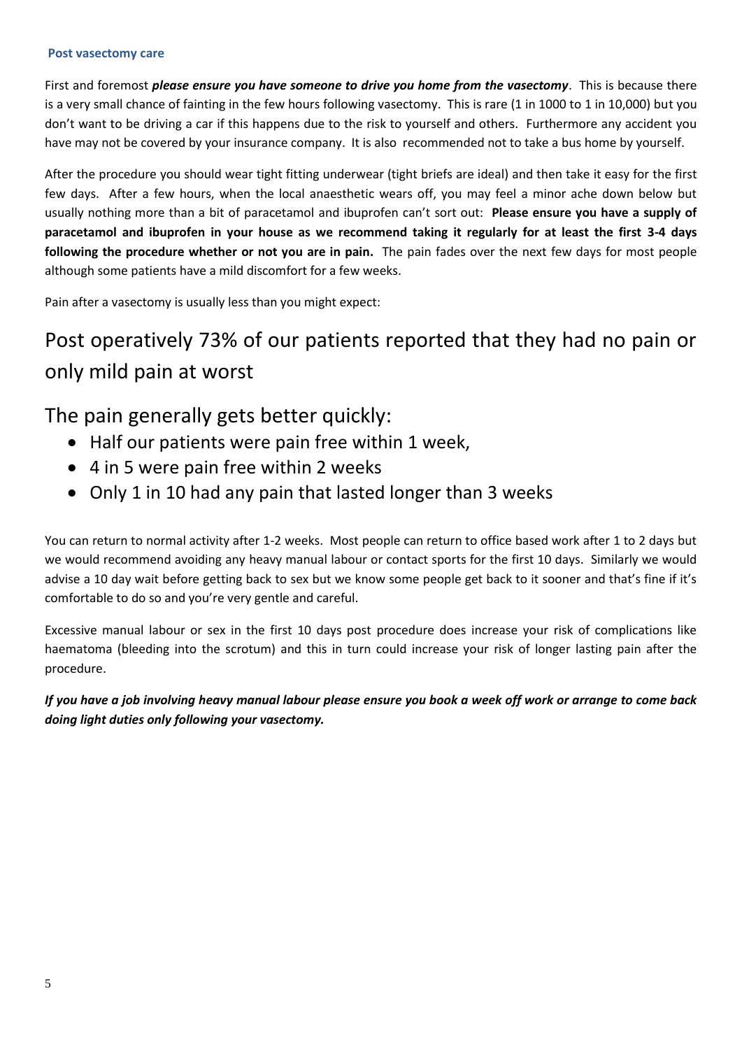## Post vasectomy care

First and foremost ***please ensure you have someone to drive you home from the vasectomy***. This is because there is a very small chance of fainting in the few hours following vasectomy. This is rare (1 in 1000 to 1 in 10,000) but you don't want to be driving a car if this happens due to the risk to yourself and others. Furthermore any accident you have may not be covered by your insurance company. It is also recommended not to take a bus home by yourself.

After the procedure you should wear tight fitting underwear (tight briefs are ideal) and then take it easy for the first few days. After a few hours, when the local anaesthetic wears off, you may feel a minor ache down below but usually nothing more than a bit of paracetamol and ibuprofen can't sort out: **Please ensure you have a supply of paracetamol and ibuprofen in your house as we recommend taking it regularly for at least the first 3-4 days following the procedure whether or not you are in pain.** The pain fades over the next few days for most people although some patients have a mild discomfort for a few weeks.

Pain after a vasectomy is usually less than you might expect:

# Post operatively 73% of our patients reported that they had no pain or only mild pain at worst

## The pain generally gets better quickly:

- Half our patients were pain free within 1 week,
- 4 in 5 were pain free within 2 weeks
- Only 1 in 10 had any pain that lasted longer than 3 weeks

You can return to normal activity after 1-2 weeks. Most people can return to office based work after 1 to 2 days but we would recommend avoiding any heavy manual labour or contact sports for the first 10 days. Similarly we would advise a 10 day wait before getting back to sex but we know some people get back to it sooner and that's fine if it's comfortable to do so and you're very gentle and careful.

Excessive manual labour or sex in the first 10 days post procedure does increase your risk of complications like haematoma (bleeding into the scrotum) and this in turn could increase your risk of longer lasting pain after the procedure.

***If you have a job involving heavy manual labour please ensure you book a week off work or arrange to come back doing light duties only following your vasectomy.***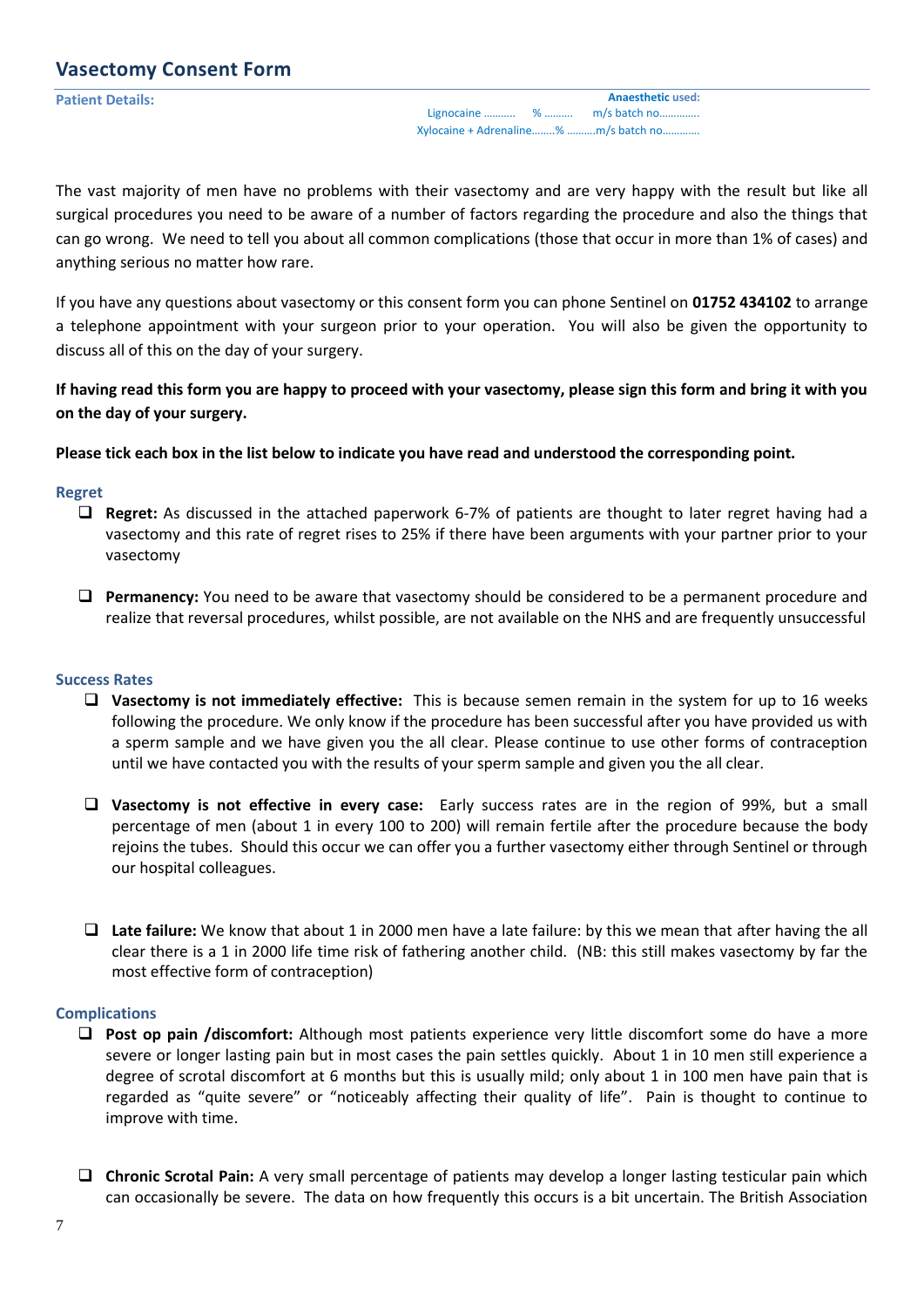## Vasectomy Consent Form

**Patient Details:**

**Anaesthetic used:**
Lignocaine .......... % ......... m/s batch no.............
Xylocaine + Adrenaline........% .........m/s batch no............

The vast majority of men have no problems with their vasectomy and are very happy with the result but like all surgical procedures you need to be aware of a number of factors regarding the procedure and also the things that can go wrong. We need to tell you about all common complications (those that occur in more than 1% of cases) and anything serious no matter how rare.

If you have any questions about vasectomy or this consent form you can phone Sentinel on **01752 434102** to arrange a telephone appointment with your surgeon prior to your operation. You will also be given the opportunity to discuss all of this on the day of your surgery.

**If having read this form you are happy to proceed with your vasectomy, please sign this form and bring it with you on the day of your surgery.**

**Please tick each box in the list below to indicate you have read and understood the corresponding point.**

### Regret

- ☐ **Regret:** As discussed in the attached paperwork 6-7% of patients are thought to later regret having had a vasectomy and this rate of regret rises to 25% if there have been arguments with your partner prior to your vasectomy

- ☐ **Permanency:** You need to be aware that vasectomy should be considered to be a permanent procedure and realize that reversal procedures, whilst possible, are not available on the NHS and are frequently unsuccessful

### Success Rates

- ☐ **Vasectomy is not immediately effective:** This is because semen remain in the system for up to 16 weeks following the procedure. We only know if the procedure has been successful after you have provided us with a sperm sample and we have given you the all clear. Please continue to use other forms of contraception until we have contacted you with the results of your sperm sample and given you the all clear.

- ☐ **Vasectomy is not effective in every case:** Early success rates are in the region of 99%, but a small percentage of men (about 1 in every 100 to 200) will remain fertile after the procedure because the body rejoins the tubes. Should this occur we can offer you a further vasectomy either through Sentinel or through our hospital colleagues.

- ☐ **Late failure:** We know that about 1 in 2000 men have a late failure: by this we mean that after having the all clear there is a 1 in 2000 life time risk of fathering another child. (NB: this still makes vasectomy by far the most effective form of contraception)

### Complications

- ☐ **Post op pain /discomfort:** Although most patients experience very little discomfort some do have a more severe or longer lasting pain but in most cases the pain settles quickly. About 1 in 10 men still experience a degree of scrotal discomfort at 6 months but this is usually mild; only about 1 in 100 men have pain that is regarded as "quite severe" or "noticeably affecting their quality of life". Pain is thought to continue to improve with time.

- ☐ **Chronic Scrotal Pain:** A very small percentage of patients may develop a longer lasting testicular pain which can occasionally be severe. The data on how frequently this occurs is a bit uncertain. The British Association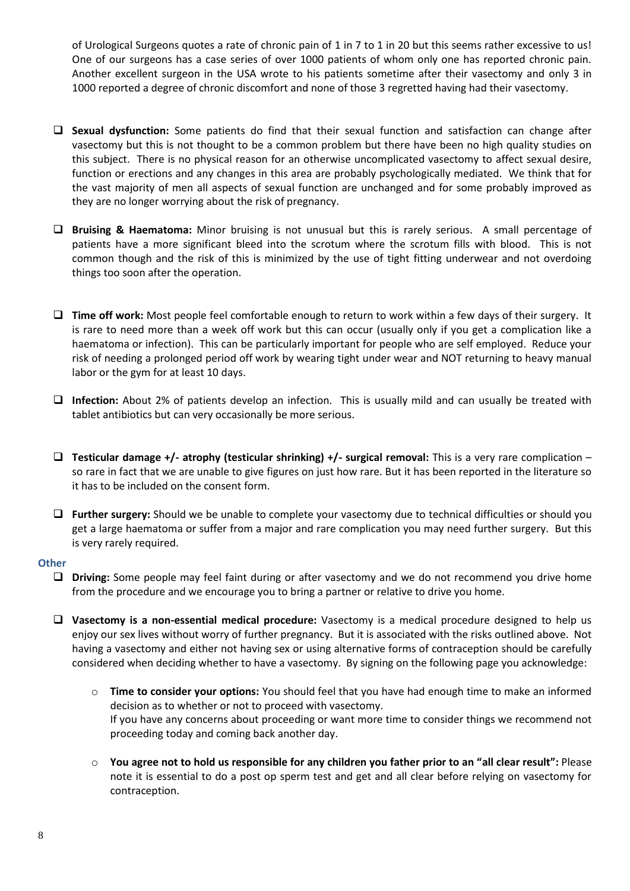of Urological Surgeons quotes a rate of chronic pain of 1 in 7 to 1 in 20 but this seems rather excessive to us! One of our surgeons has a case series of over 1000 patients of whom only one has reported chronic pain. Another excellent surgeon in the USA wrote to his patients sometime after their vasectomy and only 3 in 1000 reported a degree of chronic discomfort and none of those 3 regretted having had their vasectomy.

- **Sexual dysfunction:** Some patients do find that their sexual function and satisfaction can change after vasectomy but this is not thought to be a common problem but there have been no high quality studies on this subject. There is no physical reason for an otherwise uncomplicated vasectomy to affect sexual desire, function or erections and any changes in this area are probably psychologically mediated. We think that for the vast majority of men all aspects of sexual function are unchanged and for some probably improved as they are no longer worrying about the risk of pregnancy.

- **Bruising & Haematoma:** Minor bruising is not unusual but this is rarely serious. A small percentage of patients have a more significant bleed into the scrotum where the scrotum fills with blood. This is not common though and the risk of this is minimized by the use of tight fitting underwear and not overdoing things too soon after the operation.

- **Time off work:** Most people feel comfortable enough to return to work within a few days of their surgery. It is rare to need more than a week off work but this can occur (usually only if you get a complication like a haematoma or infection). This can be particularly important for people who are self employed. Reduce your risk of needing a prolonged period off work by wearing tight under wear and NOT returning to heavy manual labor or the gym for at least 10 days.

- **Infection:** About 2% of patients develop an infection. This is usually mild and can usually be treated with tablet antibiotics but can very occasionally be more serious.

- **Testicular damage +/- atrophy (testicular shrinking) +/- surgical removal:** This is a very rare complication – so rare in fact that we are unable to give figures on just how rare. But it has been reported in the literature so it has to be included on the consent form.

- **Further surgery:** Should we be unable to complete your vasectomy due to technical difficulties or should you get a large haematoma or suffer from a major and rare complication you may need further surgery. But this is very rarely required.

### Other

- **Driving:** Some people may feel faint during or after vasectomy and we do not recommend you drive home from the procedure and we encourage you to bring a partner or relative to drive you home.

- **Vasectomy is a non-essential medical procedure:** Vasectomy is a medical procedure designed to help us enjoy our sex lives without worry of further pregnancy. But it is associated with the risks outlined above. Not having a vasectomy and either not having sex or using alternative forms of contraception should be carefully considered when deciding whether to have a vasectomy. By signing on the following page you acknowledge:

  - **Time to consider your options:** You should feel that you have had enough time to make an informed decision as to whether or not to proceed with vasectomy.
    If you have any concerns about proceeding or want more time to consider things we recommend not proceeding today and coming back another day.

  - **You agree not to hold us responsible for any children you father prior to an "all clear result":** Please note it is essential to do a post op sperm test and get and all clear before relying on vasectomy for contraception.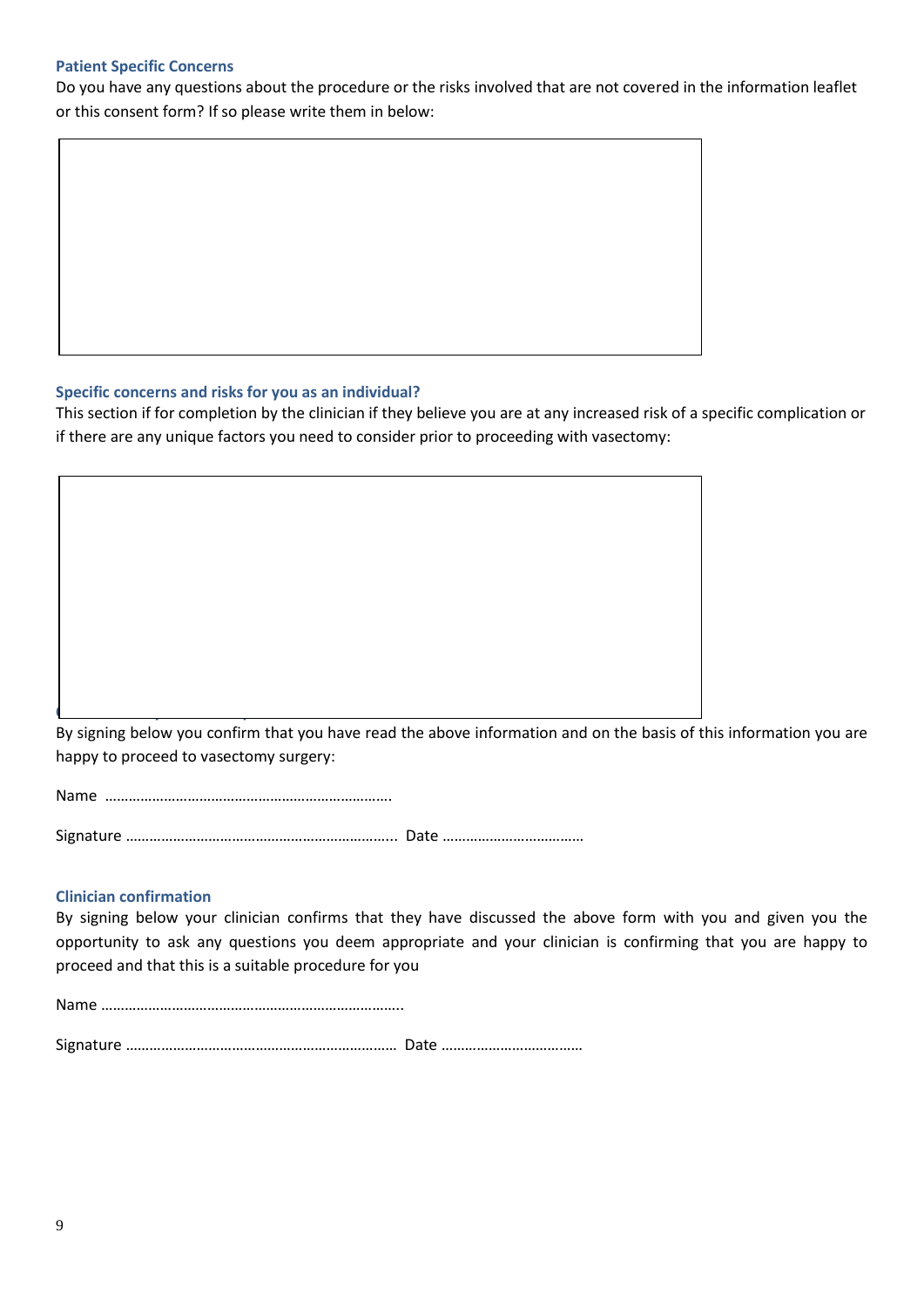### Patient Specific Concerns

Do you have any questions about the procedure or the risks involved that are not covered in the information leaflet or this consent form? If so please write them in below:

### Specific concerns and risks for you as an individual?

This section if for completion by the clinician if they believe you are at any increased risk of a specific complication or if there are any unique factors you need to consider prior to proceeding with vasectomy:

By signing below you confirm that you have read the above information and on the basis of this information you are happy to proceed to vasectomy surgery:

Name ……………………………………………………………….

Signature ………………………………………………………….. Date ………………………………

### Clinician confirmation

By signing below your clinician confirms that they have discussed the above form with you and given you the opportunity to ask any questions you deem appropriate and your clinician is confirming that you are happy to proceed and that this is a suitable procedure for you

Name …………………………………………………………………..

Signature …………………………………………………………… Date ………………………………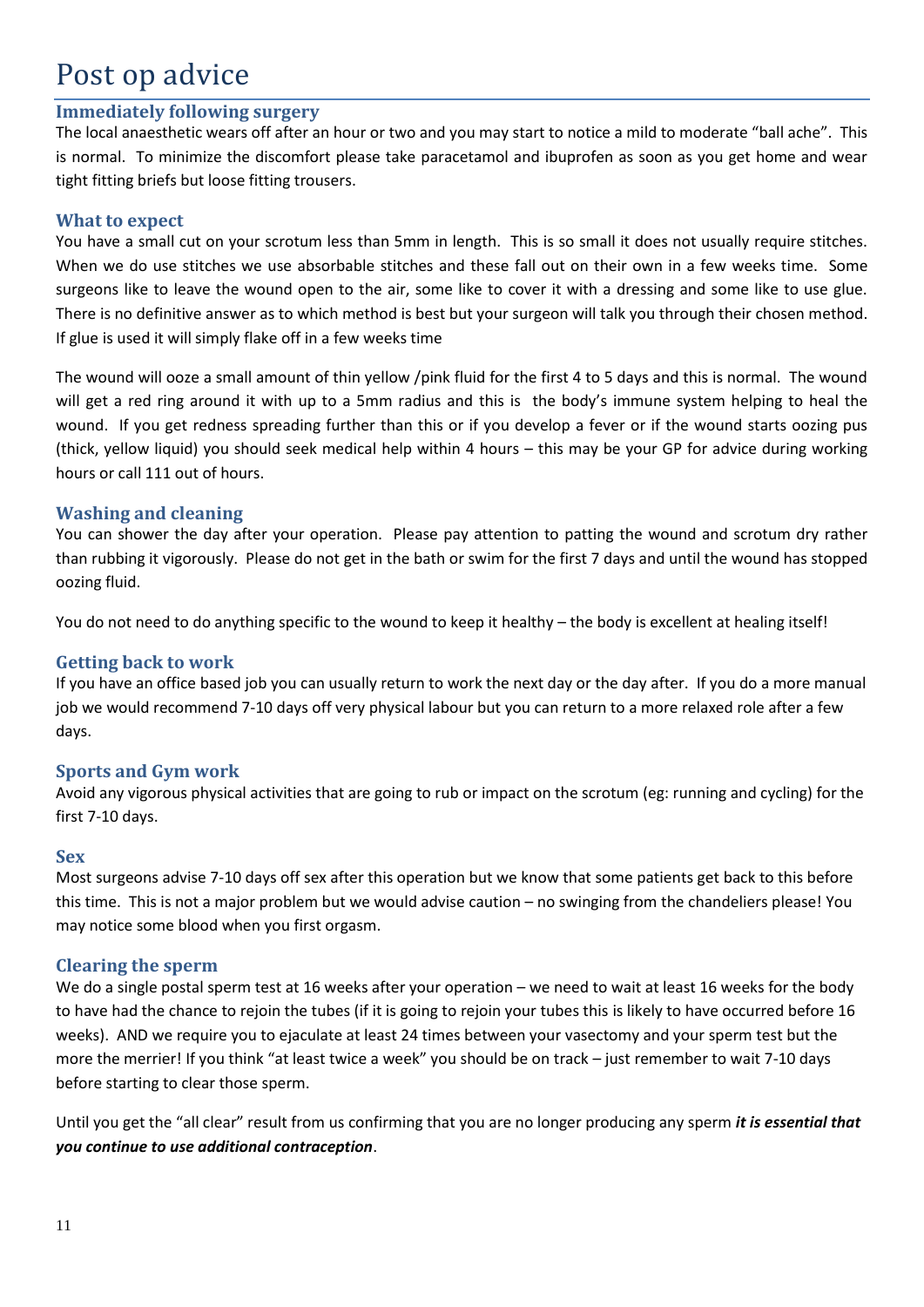# Post op advice

## Immediately following surgery

The local anaesthetic wears off after an hour or two and you may start to notice a mild to moderate "ball ache". This is normal. To minimize the discomfort please take paracetamol and ibuprofen as soon as you get home and wear tight fitting briefs but loose fitting trousers.

## What to expect

You have a small cut on your scrotum less than 5mm in length. This is so small it does not usually require stitches. When we do use stitches we use absorbable stitches and these fall out on their own in a few weeks time. Some surgeons like to leave the wound open to the air, some like to cover it with a dressing and some like to use glue. There is no definitive answer as to which method is best but your surgeon will talk you through their chosen method. If glue is used it will simply flake off in a few weeks time

The wound will ooze a small amount of thin yellow /pink fluid for the first 4 to 5 days and this is normal. The wound will get a red ring around it with up to a 5mm radius and this is the body's immune system helping to heal the wound. If you get redness spreading further than this or if you develop a fever or if the wound starts oozing pus (thick, yellow liquid) you should seek medical help within 4 hours – this may be your GP for advice during working hours or call 111 out of hours.

## Washing and cleaning

You can shower the day after your operation. Please pay attention to patting the wound and scrotum dry rather than rubbing it vigorously. Please do not get in the bath or swim for the first 7 days and until the wound has stopped oozing fluid.

You do not need to do anything specific to the wound to keep it healthy – the body is excellent at healing itself!

## Getting back to work

If you have an office based job you can usually return to work the next day or the day after. If you do a more manual job we would recommend 7-10 days off very physical labour but you can return to a more relaxed role after a few days.

## Sports and Gym work

Avoid any vigorous physical activities that are going to rub or impact on the scrotum (eg: running and cycling) for the first 7-10 days.

## Sex

Most surgeons advise 7-10 days off sex after this operation but we know that some patients get back to this before this time. This is not a major problem but we would advise caution – no swinging from the chandeliers please! You may notice some blood when you first orgasm.

## Clearing the sperm

We do a single postal sperm test at 16 weeks after your operation – we need to wait at least 16 weeks for the body to have had the chance to rejoin the tubes (if it is going to rejoin your tubes this is likely to have occurred before 16 weeks). AND we require you to ejaculate at least 24 times between your vasectomy and your sperm test but the more the merrier! If you think "at least twice a week" you should be on track – just remember to wait 7-10 days before starting to clear those sperm.

Until you get the "all clear" result from us confirming that you are no longer producing any sperm ***it is essential that you continue to use additional contraception***.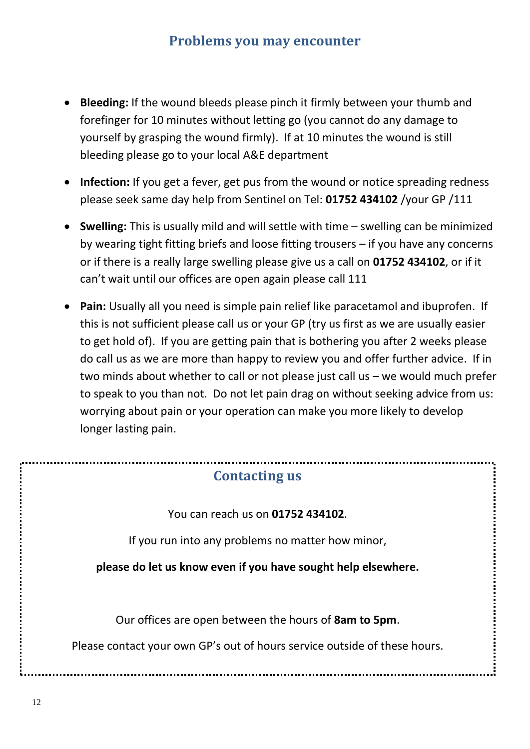## Problems you may encounter

- **Bleeding:** If the wound bleeds please pinch it firmly between your thumb and forefinger for 10 minutes without letting go (you cannot do any damage to yourself by grasping the wound firmly). If at 10 minutes the wound is still bleeding please go to your local A&E department
- **Infection:** If you get a fever, get pus from the wound or notice spreading redness please seek same day help from Sentinel on Tel: **01752 434102** /your GP /111
- **Swelling:** This is usually mild and will settle with time – swelling can be minimized by wearing tight fitting briefs and loose fitting trousers – if you have any concerns or if there is a really large swelling please give us a call on **01752 434102**, or if it can't wait until our offices are open again please call 111
- **Pain:** Usually all you need is simple pain relief like paracetamol and ibuprofen. If this is not sufficient please call us or your GP (try us first as we are usually easier to get hold of). If you are getting pain that is bothering you after 2 weeks please do call us as we are more than happy to review you and offer further advice. If in two minds about whether to call or not please just call us – we would much prefer to speak to you than not. Do not let pain drag on without seeking advice from us: worrying about pain or your operation can make you more likely to develop longer lasting pain.

## Contacting us

You can reach us on **01752 434102**.

If you run into any problems no matter how minor,

**please do let us know even if you have sought help elsewhere.**

Our offices are open between the hours of **8am to 5pm**.

Please contact your own GP's out of hours service outside of these hours.